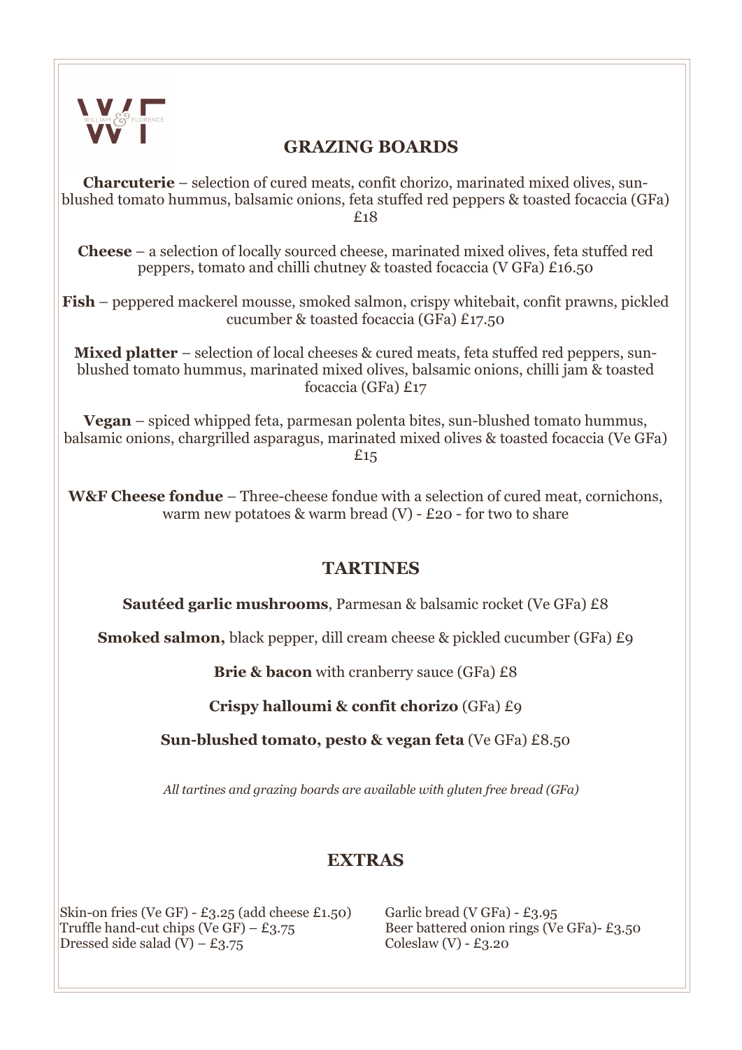## GRAZING BOARDS

**Charcuterie** – selection of cured meats, confit chorizo, marinated mixed olives, sun-blushed tomato hummus, balsamic onions, feta stuffed red peppers & toasted focaccia (GFa) £18

**Cheese** – a selection of locally sourced cheese, marinated mixed olives, feta stuffed red peppers, tomato and chilli chutney & toasted focaccia (V GFa) £16.50

**Fish** – peppered mackerel mousse, smoked salmon, crispy whitebait, confit prawns, pickled cucumber & toasted focaccia (GFa) £17.50

**Mixed platter** – selection of local cheeses & cured meats, feta stuffed red peppers, sun-blushed tomato hummus, marinated mixed olives, balsamic onions, chilli jam & toasted focaccia (GFa) £17

**Vegan** – spiced whipped feta, parmesan polenta bites, sun-blushed tomato hummus, balsamic onions, chargrilled asparagus, marinated mixed olives & toasted focaccia (Ve GFa) £15

**W&F Cheese fondue** – Three-cheese fondue with a selection of cured meat, cornichons, warm new potatoes & warm bread (V) - £20 - for two to share

## TARTINES

**Sautéed garlic mushrooms**, Parmesan & balsamic rocket (Ve GFa) £8

**Smoked salmon,** black pepper, dill cream cheese & pickled cucumber (GFa) £9

**Brie & bacon** with cranberry sauce (GFa) £8

**Crispy halloumi & confit chorizo** (GFa) £9

**Sun-blushed tomato, pesto & vegan feta** (Ve GFa) £8.50

*All tartines and grazing boards are available with gluten free bread (GFa)*

## EXTRAS

Skin-on fries (Ve GF) - £3.25 (add cheese £1.50)
Truffle hand-cut chips (Ve GF) – £3.75
Dressed side salad (V) – £3.75
Garlic bread (V GFa) - £3.95
Beer battered onion rings (Ve GFa)- £3.50
Coleslaw (V) - £3.20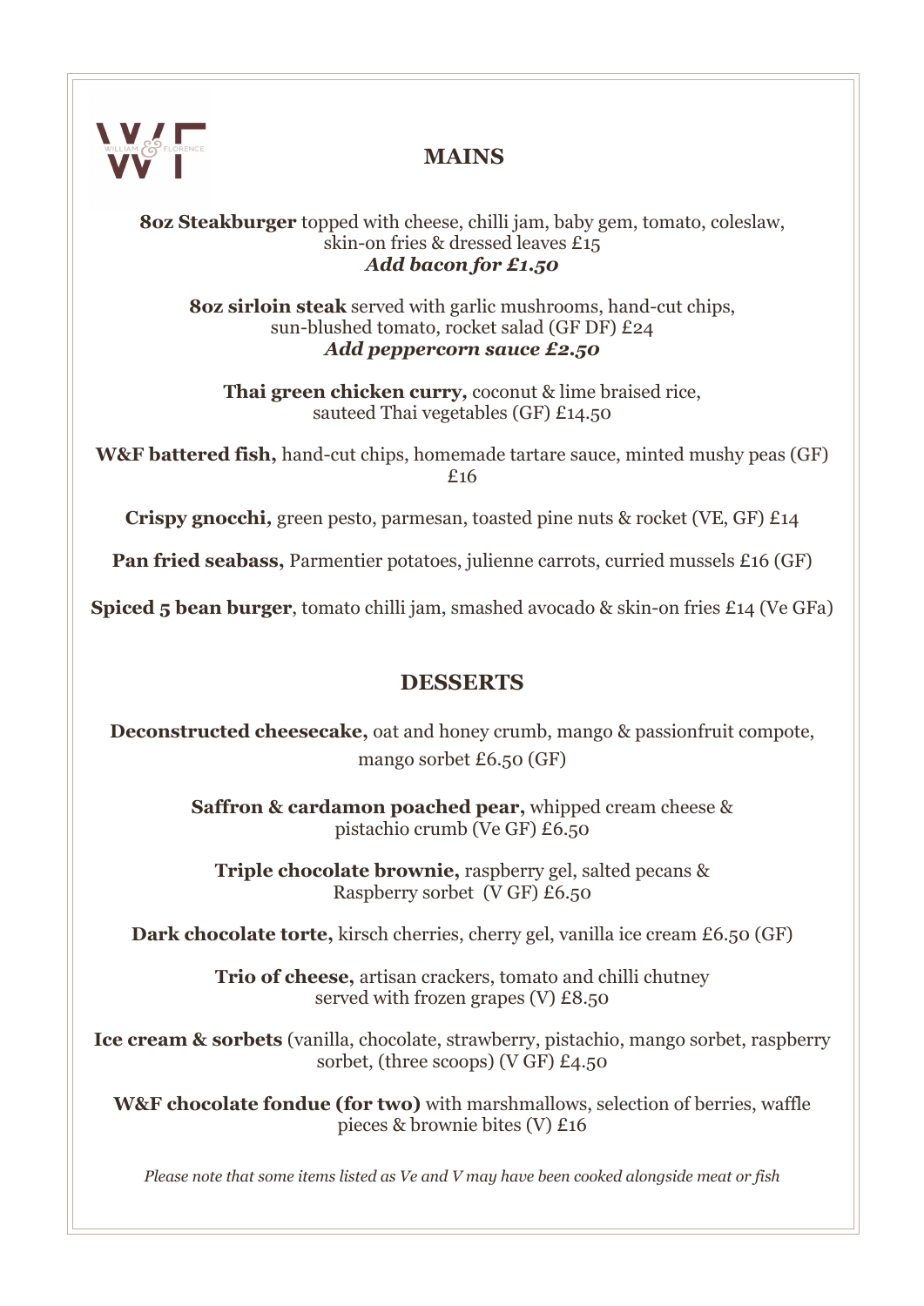## MAINS

**8oz Steakburger** topped with cheese, chilli jam, baby gem, tomato, coleslaw, skin-on fries & dressed leaves £15
***Add bacon for £1.50***

**8oz sirloin steak** served with garlic mushrooms, hand-cut chips, sun-blushed tomato, rocket salad (GF DF) £24
***Add peppercorn sauce £2.50***

**Thai green chicken curry,** coconut & lime braised rice, sauteed Thai vegetables (GF) £14.50

**W&F battered fish,** hand-cut chips, homemade tartare sauce, minted mushy peas (GF) £16

**Crispy gnocchi,** green pesto, parmesan, toasted pine nuts & rocket (VE, GF) £14

**Pan fried seabass,** Parmentier potatoes, julienne carrots, curried mussels £16 (GF)

**Spiced 5 bean burger**, tomato chilli jam, smashed avocado & skin-on fries £14 (Ve GFa)

## DESSERTS

**Deconstructed cheesecake,** oat and honey crumb, mango & passionfruit compote, mango sorbet £6.50 (GF)

**Saffron & cardamon poached pear,** whipped cream cheese & pistachio crumb (Ve GF) £6.50

**Triple chocolate brownie,** raspberry gel, salted pecans & Raspberry sorbet (V GF) £6.50

**Dark chocolate torte,** kirsch cherries, cherry gel, vanilla ice cream £6.50 (GF)

**Trio of cheese,** artisan crackers, tomato and chilli chutney served with frozen grapes (V) £8.50

**Ice cream & sorbets** (vanilla, chocolate, strawberry, pistachio, mango sorbet, raspberry sorbet, (three scoops) (V GF) £4.50

**W&F chocolate fondue (for two)** with marshmallows, selection of berries, waffle pieces & brownie bites (V) £16

*Please note that some items listed as Ve and V may have been cooked alongside meat or fish*